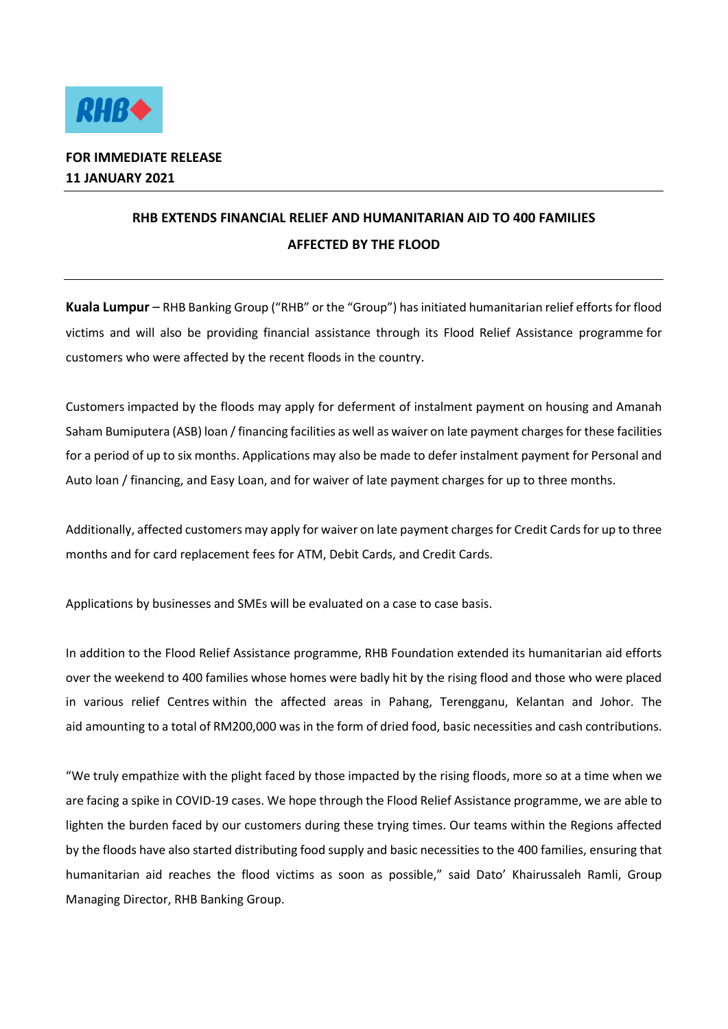**FOR IMMEDIATE RELEASE**
**11 JANUARY 2021**

---

# RHB EXTENDS FINANCIAL RELIEF AND HUMANITARIAN AID TO 400 FAMILIES AFFECTED BY THE FLOOD

---

**Kuala Lumpur** – RHB Banking Group ("RHB" or the "Group") has initiated humanitarian relief efforts for flood victims and will also be providing financial assistance through its Flood Relief Assistance programme for customers who were affected by the recent floods in the country.

Customers impacted by the floods may apply for deferment of instalment payment on housing and Amanah Saham Bumiputera (ASB) loan / financing facilities as well as waiver on late payment charges for these facilities for a period of up to six months. Applications may also be made to defer instalment payment for Personal and Auto loan / financing, and Easy Loan, and for waiver of late payment charges for up to three months.

Additionally, affected customers may apply for waiver on late payment charges for Credit Cards for up to three months and for card replacement fees for ATM, Debit Cards, and Credit Cards.

Applications by businesses and SMEs will be evaluated on a case to case basis.

In addition to the Flood Relief Assistance programme, RHB Foundation extended its humanitarian aid efforts over the weekend to 400 families whose homes were badly hit by the rising flood and those who were placed in various relief Centres within the affected areas in Pahang, Terengganu, Kelantan and Johor. The aid amounting to a total of RM200,000 was in the form of dried food, basic necessities and cash contributions.

"We truly empathize with the plight faced by those impacted by the rising floods, more so at a time when we are facing a spike in COVID-19 cases. We hope through the Flood Relief Assistance programme, we are able to lighten the burden faced by our customers during these trying times. Our teams within the Regions affected by the floods have also started distributing food supply and basic necessities to the 400 families, ensuring that humanitarian aid reaches the flood victims as soon as possible," said Dato' Khairussaleh Ramli, Group Managing Director, RHB Banking Group.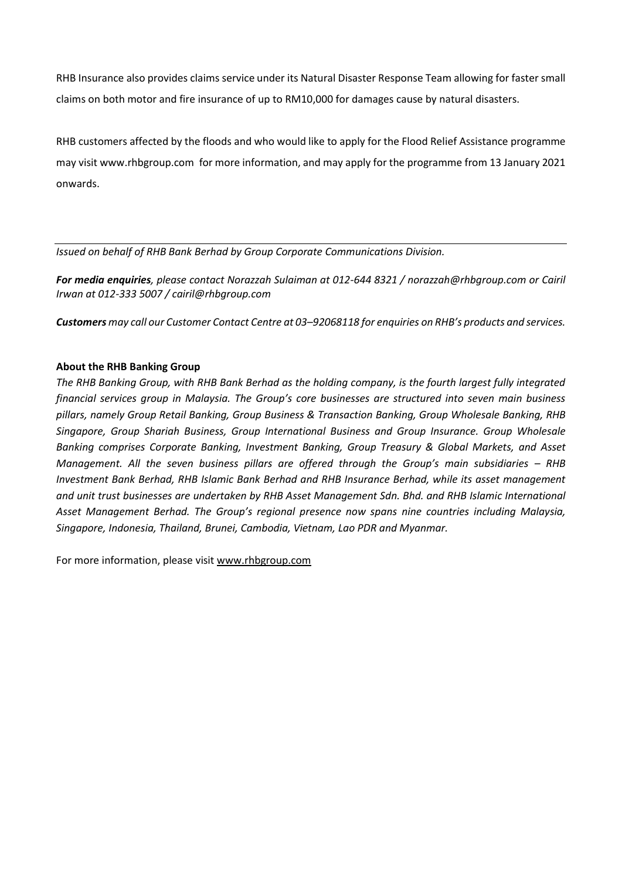RHB Insurance also provides claims service under its Natural Disaster Response Team allowing for faster small claims on both motor and fire insurance of up to RM10,000 for damages cause by natural disasters.

RHB customers affected by the floods and who would like to apply for the Flood Relief Assistance programme may visit www.rhbgroup.com for more information, and may apply for the programme from 13 January 2021 onwards.

---

*Issued on behalf of RHB Bank Berhad by Group Corporate Communications Division.*

***For media enquiries**, please contact Norazzah Sulaiman at 012-644 8321 / norazzah@rhbgroup.com or Cairil Irwan at 012-333 5007 / cairil@rhbgroup.com*

***Customers** may call our Customer Contact Centre at 03–92068118 for enquiries on RHB's products and services.*

**About the RHB Banking Group**

*The RHB Banking Group, with RHB Bank Berhad as the holding company, is the fourth largest fully integrated financial services group in Malaysia. The Group's core businesses are structured into seven main business pillars, namely Group Retail Banking, Group Business & Transaction Banking, Group Wholesale Banking, RHB Singapore, Group Shariah Business, Group International Business and Group Insurance. Group Wholesale Banking comprises Corporate Banking, Investment Banking, Group Treasury & Global Markets, and Asset Management. All the seven business pillars are offered through the Group's main subsidiaries – RHB Investment Bank Berhad, RHB Islamic Bank Berhad and RHB Insurance Berhad, while its asset management and unit trust businesses are undertaken by RHB Asset Management Sdn. Bhd. and RHB Islamic International Asset Management Berhad. The Group's regional presence now spans nine countries including Malaysia, Singapore, Indonesia, Thailand, Brunei, Cambodia, Vietnam, Lao PDR and Myanmar.*

For more information, please visit www.rhbgroup.com